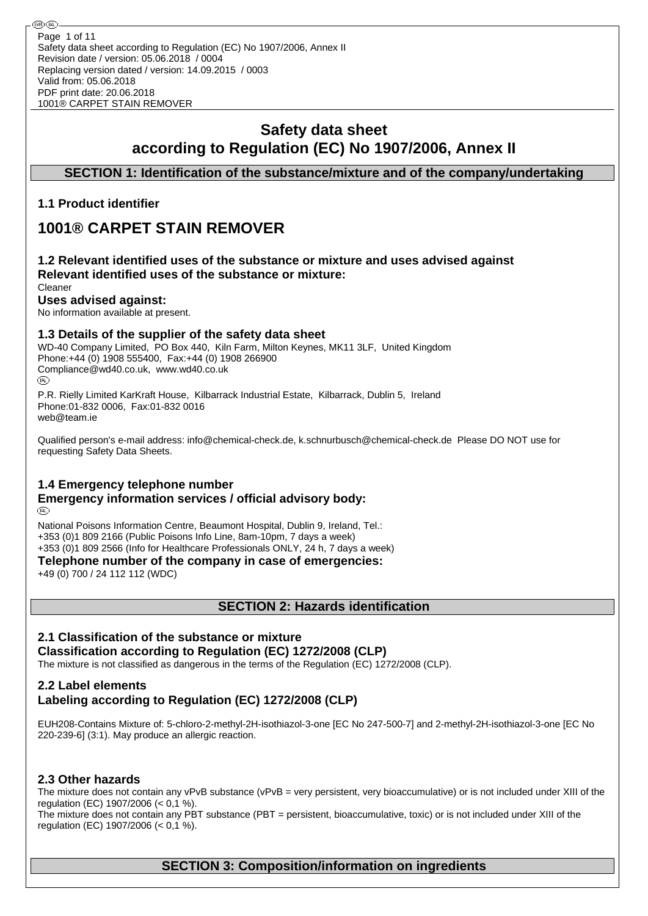# Safety data sheet according to Regulation (EC) No 1907/2006, Annex II

## SECTION 1: Identification of the substance/mixture and of the company/undertaking

### 1.1 Product identifier

# 1001® CARPET STAIN REMOVER

### 1.2 Relevant identified uses of the substance or mixture and uses advised against

**Relevant identified uses of the substance or mixture:**

Cleaner

**Uses advised against:**

No information available at present.

### 1.3 Details of the supplier of the safety data sheet

WD-40 Company Limited, PO Box 440, Kiln Farm, Milton Keynes, MK11 3LF, United Kingdom
Phone:+44 (0) 1908 555400, Fax:+44 (0) 1908 266900
Compliance@wd40.co.uk, www.wd40.co.uk

(IRL)

P.R. Rielly Limited KarKraft House, Kilbarrack Industrial Estate, Kilbarrack, Dublin 5, Ireland
Phone:01-832 0006, Fax:01-832 0016
web@team.ie

Qualified person's e-mail address: info@chemical-check.de, k.schnurbusch@chemical-check.de Please DO NOT use for requesting Safety Data Sheets.

### 1.4 Emergency telephone number

**Emergency information services / official advisory body:**

(IRL)

National Poisons Information Centre, Beaumont Hospital, Dublin 9, Ireland, Tel.:
+353 (0)1 809 2166 (Public Poisons Info Line, 8am-10pm, 7 days a week)
+353 (0)1 809 2566 (Info for Healthcare Professionals ONLY, 24 h, 7 days a week)

**Telephone number of the company in case of emergencies:**

+49 (0) 700 / 24 112 112 (WDC)

## SECTION 2: Hazards identification

### 2.1 Classification of the substance or mixture

**Classification according to Regulation (EC) 1272/2008 (CLP)**

The mixture is not classified as dangerous in the terms of the Regulation (EC) 1272/2008 (CLP).

### 2.2 Label elements

**Labeling according to Regulation (EC) 1272/2008 (CLP)**

EUH208-Contains Mixture of: 5-chloro-2-methyl-2H-isothiazol-3-one [EC No 247-500-7] and 2-methyl-2H-isothiazol-3-one [EC No 220-239-6] (3:1). May produce an allergic reaction.

### 2.3 Other hazards

The mixture does not contain any vPvB substance (vPvB = very persistent, very bioaccumulative) or is not included under XIII of the regulation (EC) 1907/2006 (< 0,1 %).
The mixture does not contain any PBT substance (PBT = persistent, bioaccumulative, toxic) or is not included under XIII of the regulation (EC) 1907/2006 (< 0,1 %).

## SECTION 3: Composition/information on ingredients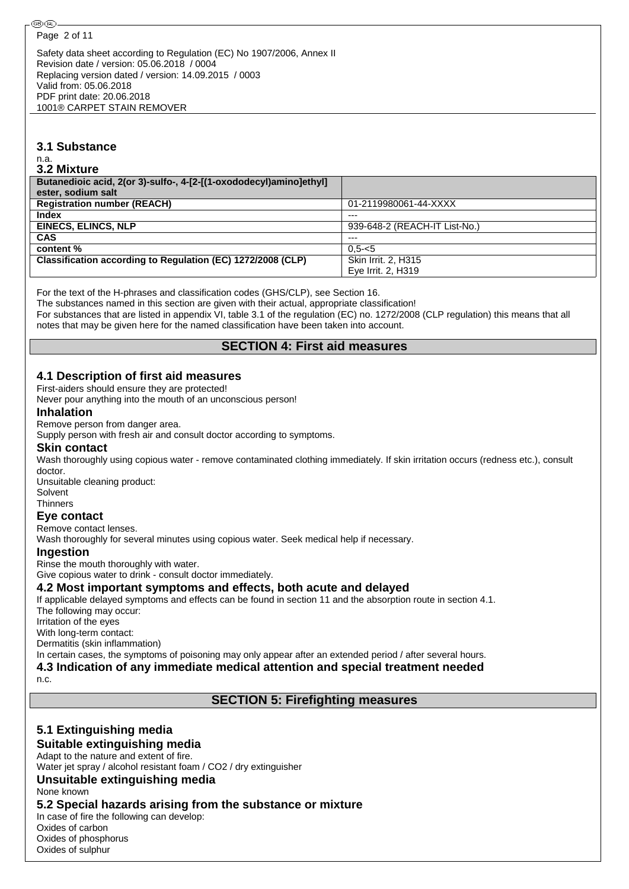### 3.1 Substance

n.a.

### 3.2 Mixture

| Butanedioic acid, 2(or 3)-sulfo-, 4-[2-[(1-oxododecyl)amino]ethyl] ester, sodium salt | |
|---|---|
| **Registration number (REACH)** | 01-2119980061-44-XXXX |
| **Index** | --- |
| **EINECS, ELINCS, NLP** | 939-648-2 (REACH-IT List-No.) |
| **CAS** | --- |
| **content %** | 0,5-<5 |
| **Classification according to Regulation (EC) 1272/2008 (CLP)** | Skin Irrit. 2, H315<br>Eye Irrit. 2, H319 |

For the text of the H-phrases and classification codes (GHS/CLP), see Section 16.
The substances named in this section are given with their actual, appropriate classification!
For substances that are listed in appendix VI, table 3.1 of the regulation (EC) no. 1272/2008 (CLP regulation) this means that all notes that may be given here for the named classification have been taken into account.

## SECTION 4: First aid measures

### 4.1 Description of first aid measures

First-aiders should ensure they are protected!
Never pour anything into the mouth of an unconscious person!

#### Inhalation

Remove person from danger area.
Supply person with fresh air and consult doctor according to symptoms.

#### Skin contact

Wash thoroughly using copious water - remove contaminated clothing immediately. If skin irritation occurs (redness etc.), consult doctor.
Unsuitable cleaning product:
Solvent
Thinners

#### Eye contact

Remove contact lenses.
Wash thoroughly for several minutes using copious water. Seek medical help if necessary.

#### Ingestion

Rinse the mouth thoroughly with water.
Give copious water to drink - consult doctor immediately.

### 4.2 Most important symptoms and effects, both acute and delayed

If applicable delayed symptoms and effects can be found in section 11 and the absorption route in section 4.1.
The following may occur:
Irritation of the eyes
With long-term contact:
Dermatitis (skin inflammation)
In certain cases, the symptoms of poisoning may only appear after an extended period / after several hours.

### 4.3 Indication of any immediate medical attention and special treatment needed

n.c.

## SECTION 5: Firefighting measures

### 5.1 Extinguishing media

#### Suitable extinguishing media

Adapt to the nature and extent of fire.
Water jet spray / alcohol resistant foam / $CO_2$ / dry extinguisher

#### Unsuitable extinguishing media

None known

### 5.2 Special hazards arising from the substance or mixture

In case of fire the following can develop:
Oxides of carbon
Oxides of phosphorus
Oxides of sulphur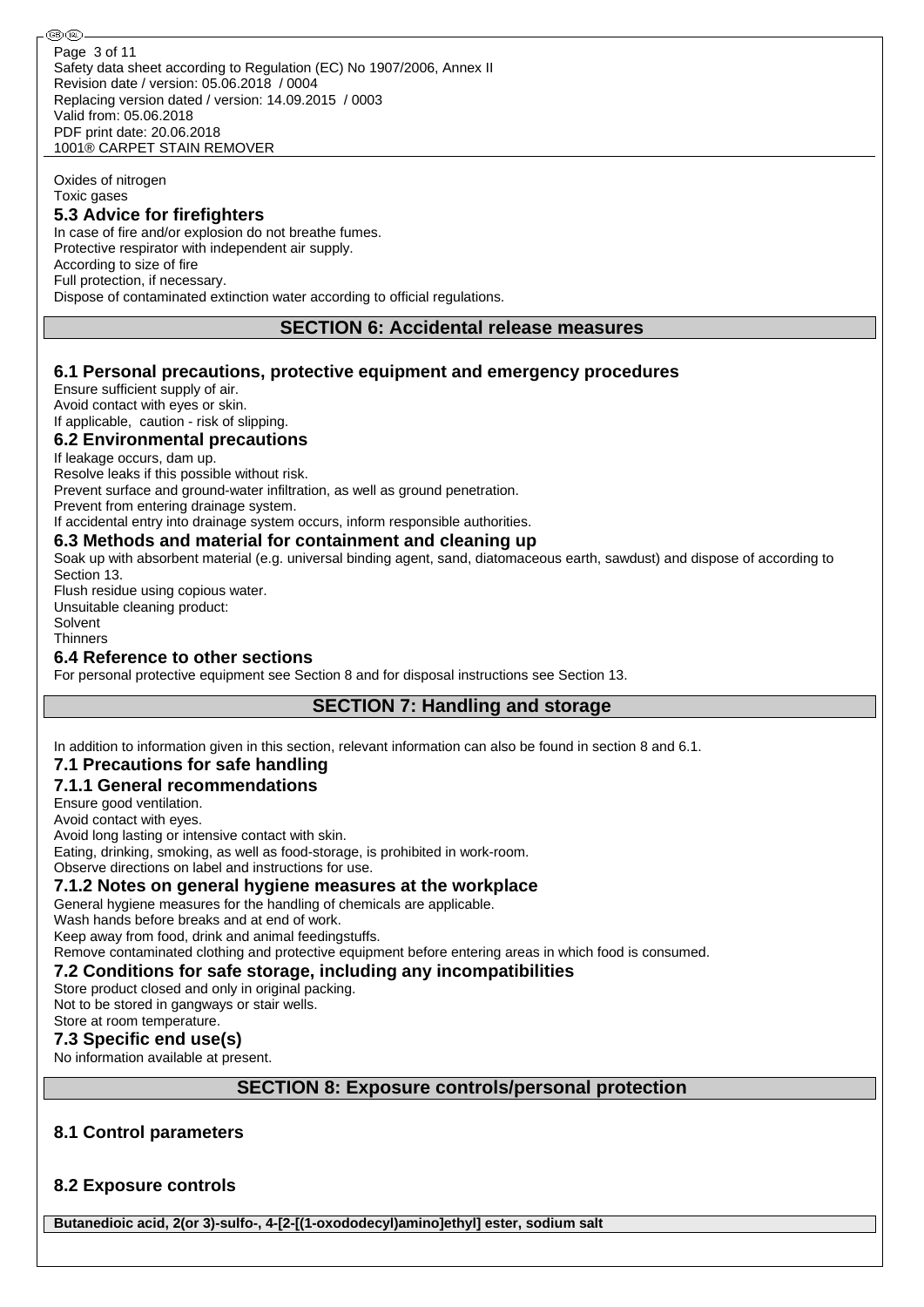Oxides of nitrogen
Toxic gases

### 5.3 Advice for firefighters

In case of fire and/or explosion do not breathe fumes.
Protective respirator with independent air supply.
According to size of fire
Full protection, if necessary.
Dispose of contaminated extinction water according to official regulations.

## SECTION 6: Accidental release measures

### 6.1 Personal precautions, protective equipment and emergency procedures

Ensure sufficient supply of air.
Avoid contact with eyes or skin.
If applicable, caution - risk of slipping.

### 6.2 Environmental precautions

If leakage occurs, dam up.
Resolve leaks if this possible without risk.
Prevent surface and ground-water infiltration, as well as ground penetration.
Prevent from entering drainage system.
If accidental entry into drainage system occurs, inform responsible authorities.

### 6.3 Methods and material for containment and cleaning up

Soak up with absorbent material (e.g. universal binding agent, sand, diatomaceous earth, sawdust) and dispose of according to Section 13.
Flush residue using copious water.
Unsuitable cleaning product:
Solvent
Thinners

### 6.4 Reference to other sections

For personal protective equipment see Section 8 and for disposal instructions see Section 13.

## SECTION 7: Handling and storage

In addition to information given in this section, relevant information can also be found in section 8 and 6.1.

### 7.1 Precautions for safe handling

#### 7.1.1 General recommendations

Ensure good ventilation.
Avoid contact with eyes.
Avoid long lasting or intensive contact with skin.
Eating, drinking, smoking, as well as food-storage, is prohibited in work-room.
Observe directions on label and instructions for use.

#### 7.1.2 Notes on general hygiene measures at the workplace

General hygiene measures for the handling of chemicals are applicable.
Wash hands before breaks and at end of work.
Keep away from food, drink and animal feedingstuffs.
Remove contaminated clothing and protective equipment before entering areas in which food is consumed.

### 7.2 Conditions for safe storage, including any incompatibilities

Store product closed and only in original packing.
Not to be stored in gangways or stair wells.
Store at room temperature.

### 7.3 Specific end use(s)

No information available at present.

## SECTION 8: Exposure controls/personal protection

### 8.1 Control parameters

### 8.2 Exposure controls

**Butanedioic acid, 2(or 3)-sulfo-, 4-[2-[(1-oxododecyl)amino]ethyl] ester, sodium salt**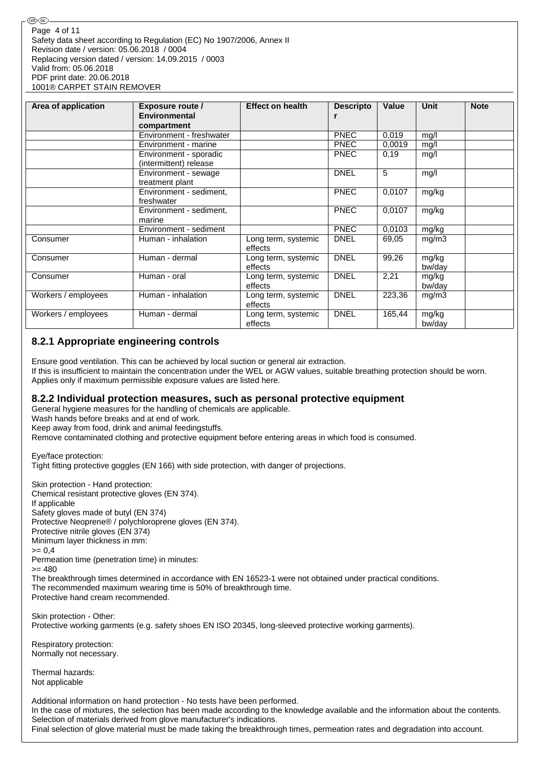| Area of application | Exposure route / Environmental compartment | Effect on health | Descriptor | Value | Unit | Note |
|---|---|---|---|---|---|---|
| | Environment - freshwater | | PNEC | 0,019 | mg/l | |
| | Environment - marine | | PNEC | 0,0019 | mg/l | |
| | Environment - sporadic (intermittent) release | | PNEC | 0,19 | mg/l | |
| | Environment - sewage treatment plant | | DNEL | 5 | mg/l | |
| | Environment - sediment, freshwater | | PNEC | 0,0107 | mg/kg | |
| | Environment - sediment, marine | | PNEC | 0,0107 | mg/kg | |
| | Environment - sediment | | PNEC | 0,0103 | mg/kg | |
| Consumer | Human - inhalation | Long term, systemic effects | DNEL | 69,05 | mg/m3 | |
| Consumer | Human - dermal | Long term, systemic effects | DNEL | 99,26 | mg/kg bw/day | |
| Consumer | Human - oral | Long term, systemic effects | DNEL | 2,21 | mg/kg bw/day | |
| Workers / employees | Human - inhalation | Long term, systemic effects | DNEL | 223,36 | mg/m3 | |
| Workers / employees | Human - dermal | Long term, systemic effects | DNEL | 165,44 | mg/kg bw/day | |

### 8.2.1 Appropriate engineering controls

Ensure good ventilation. This can be achieved by local suction or general air extraction.
If this is insufficient to maintain the concentration under the WEL or AGW values, suitable breathing protection should be worn.
Applies only if maximum permissible exposure values are listed here.

### 8.2.2 Individual protection measures, such as personal protective equipment

General hygiene measures for the handling of chemicals are applicable.
Wash hands before breaks and at end of work.
Keep away from food, drink and animal feedingstuffs.
Remove contaminated clothing and protective equipment before entering areas in which food is consumed.

Eye/face protection:
Tight fitting protective goggles (EN 166) with side protection, with danger of projections.

Skin protection - Hand protection:
Chemical resistant protective gloves (EN 374).
If applicable
Safety gloves made of butyl (EN 374)
Protective Neoprene® / polychloroprene gloves (EN 374).
Protective nitrile gloves (EN 374)
Minimum layer thickness in mm:
>= 0,4
Permeation time (penetration time) in minutes:
>= 480
The breakthrough times determined in accordance with EN 16523-1 were not obtained under practical conditions.
The recommended maximum wearing time is 50% of breakthrough time.
Protective hand cream recommended.

Skin protection - Other:
Protective working garments (e.g. safety shoes EN ISO 20345, long-sleeved protective working garments).

Respiratory protection:
Normally not necessary.

Thermal hazards:
Not applicable

Additional information on hand protection - No tests have been performed.
In the case of mixtures, the selection has been made according to the knowledge available and the information about the contents.
Selection of materials derived from glove manufacturer's indications.
Final selection of glove material must be made taking the breakthrough times, permeation rates and degradation into account.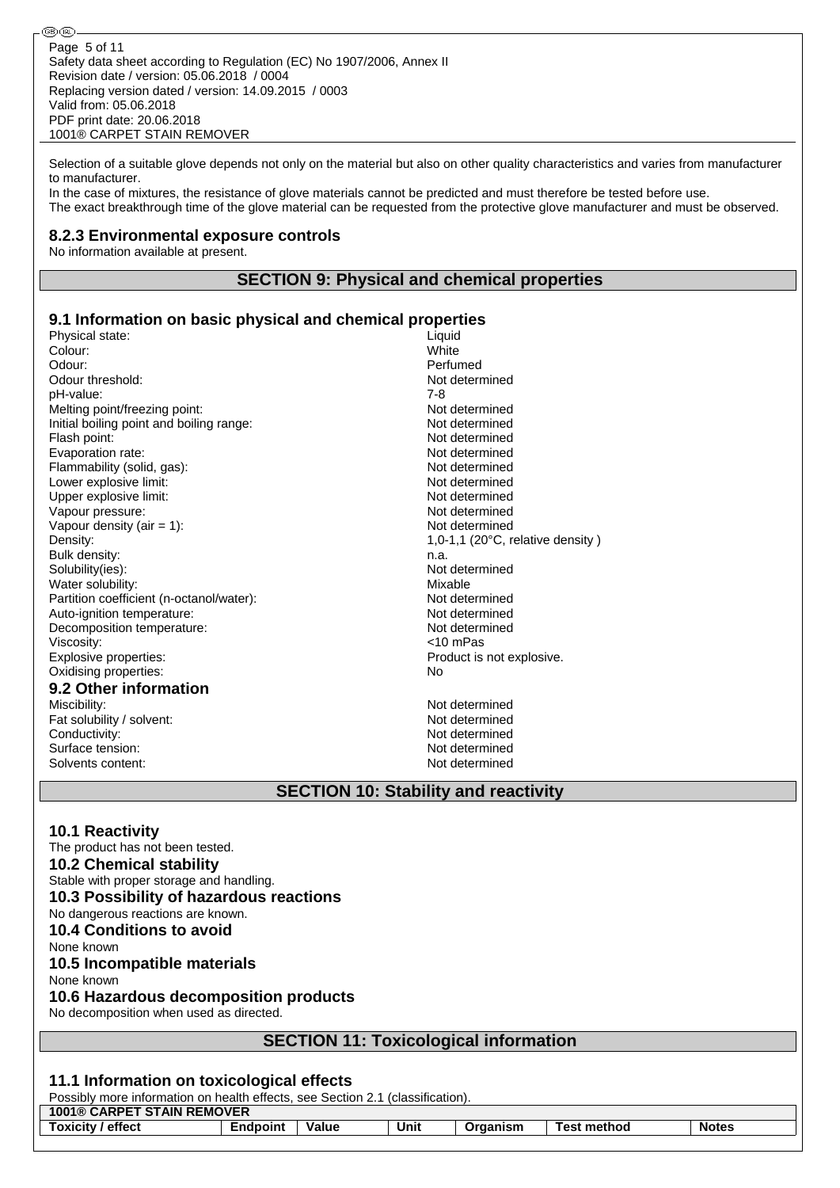Selection of a suitable glove depends not only on the material but also on other quality characteristics and varies from manufacturer to manufacturer.
In the case of mixtures, the resistance of glove materials cannot be predicted and must therefore be tested before use.
The exact breakthrough time of the glove material can be requested from the protective glove manufacturer and must be observed.

### 8.2.3 Environmental exposure controls

No information available at present.

## SECTION 9: Physical and chemical properties

### 9.1 Information on basic physical and chemical properties

| | |
|---|---|
| Physical state: | Liquid |
| Colour: | White |
| Odour: | Perfumed |
| Odour threshold: | Not determined |
| pH-value: | 7-8 |
| Melting point/freezing point: | Not determined |
| Initial boiling point and boiling range: | Not determined |
| Flash point: | Not determined |
| Evaporation rate: | Not determined |
| Flammability (solid, gas): | Not determined |
| Lower explosive limit: | Not determined |
| Upper explosive limit: | Not determined |
| Vapour pressure: | Not determined |
| Vapour density (air = 1): | Not determined |
| Density: | 1,0-1,1 (20°C, relative density ) |
| Bulk density: | n.a. |
| Solubility(ies): | Not determined |
| Water solubility: | Mixable |
| Partition coefficient (n-octanol/water): | Not determined |
| Auto-ignition temperature: | Not determined |
| Decomposition temperature: | Not determined |
| Viscosity: | <10 mPas |
| Explosive properties: | Product is not explosive. |
| Oxidising properties: | No |

### 9.2 Other information

| | |
|---|---|
| Miscibility: | Not determined |
| Fat solubility / solvent: | Not determined |
| Conductivity: | Not determined |
| Surface tension: | Not determined |
| Solvents content: | Not determined |

## SECTION 10: Stability and reactivity

### 10.1 Reactivity

The product has not been tested.

### 10.2 Chemical stability

Stable with proper storage and handling.

### 10.3 Possibility of hazardous reactions

No dangerous reactions are known.

### 10.4 Conditions to avoid

None known

### 10.5 Incompatible materials

None known

### 10.6 Hazardous decomposition products

No decomposition when used as directed.

## SECTION 11: Toxicological information

### 11.1 Information on toxicological effects

Possibly more information on health effects, see Section 2.1 (classification).

| 1001® CARPET STAIN REMOVER | | | | | | |
|---|---|---|---|---|---|---|
| **Toxicity / effect** | **Endpoint** | **Value** | **Unit** | **Organism** | **Test method** | **Notes** |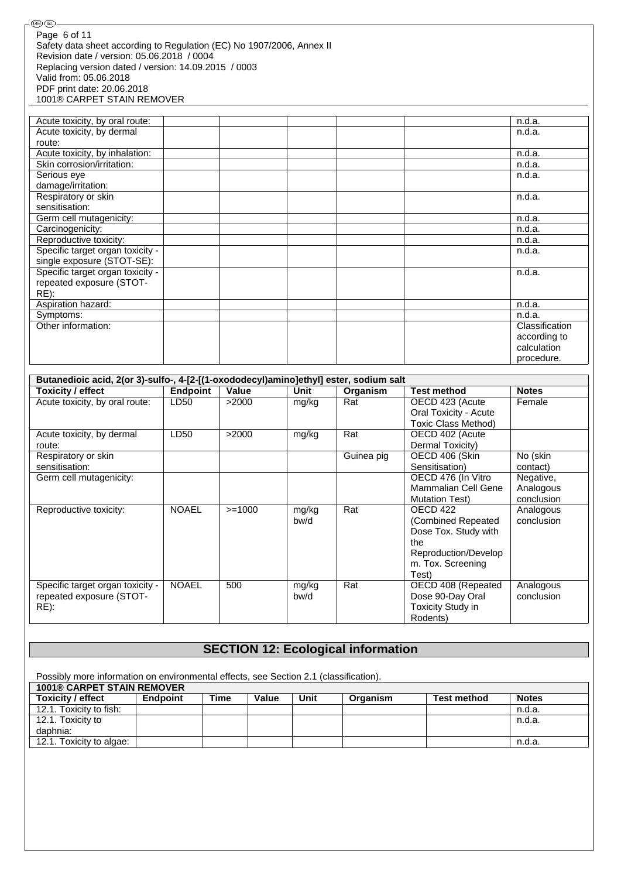| | | | | | | |
|---|---|---|---|---|---|---|
| Acute toxicity, by oral route: | | | | | | n.d.a. |
| Acute toxicity, by dermal route: | | | | | | n.d.a. |
| Acute toxicity, by inhalation: | | | | | | n.d.a. |
| Skin corrosion/irritation: | | | | | | n.d.a. |
| Serious eye damage/irritation: | | | | | | n.d.a. |
| Respiratory or skin sensitisation: | | | | | | n.d.a. |
| Germ cell mutagenicity: | | | | | | n.d.a. |
| Carcinogenicity: | | | | | | n.d.a. |
| Reproductive toxicity: | | | | | | n.d.a. |
| Specific target organ toxicity - single exposure (STOT-SE): | | | | | | n.d.a. |
| Specific target organ toxicity - repeated exposure (STOT-RE): | | | | | | n.d.a. |
| Aspiration hazard: | | | | | | n.d.a. |
| Symptoms: | | | | | | n.d.a. |
| Other information: | | | | | | Classification according to calculation procedure. |

| Butanedioic acid, 2(or 3)-sulfo-, 4-[2-[(1-oxododecyl)amino]ethyl] ester, sodium salt | | | | | | |
|---|---|---|---|---|---|---|
| **Toxicity / effect** | **Endpoint** | **Value** | **Unit** | **Organism** | **Test method** | **Notes** |
| Acute toxicity, by oral route: | LD50 | >2000 | mg/kg | Rat | OECD 423 (Acute Oral Toxicity - Acute Toxic Class Method) | Female |
| Acute toxicity, by dermal route: | LD50 | >2000 | mg/kg | Rat | OECD 402 (Acute Dermal Toxicity) | |
| Respiratory or skin sensitisation: | | | | Guinea pig | OECD 406 (Skin Sensitisation) | No (skin contact) |
| Germ cell mutagenicity: | | | | | OECD 476 (In Vitro Mammalian Cell Gene Mutation Test) | Negative, Analogous conclusion |
| Reproductive toxicity: | NOAEL | >=1000 | mg/kg bw/d | Rat | OECD 422 (Combined Repeated Dose Tox. Study with the Reproduction/Developm. Tox. Screening Test) | Analogous conclusion |
| Specific target organ toxicity - repeated exposure (STOT-RE): | NOAEL | 500 | mg/kg bw/d | Rat | OECD 408 (Repeated Dose 90-Day Oral Toxicity Study in Rodents) | Analogous conclusion |

## SECTION 12: Ecological information

Possibly more information on environmental effects, see Section 2.1 (classification).

| 1001® CARPET STAIN REMOVER | | | | | | | |
|---|---|---|---|---|---|---|---|
| **Toxicity / effect** | **Endpoint** | **Time** | **Value** | **Unit** | **Organism** | **Test method** | **Notes** |
| 12.1. Toxicity to fish: | | | | | | | n.d.a. |
| 12.1. Toxicity to daphnia: | | | | | | | n.d.a. |
| 12.1. Toxicity to algae: | | | | | | | n.d.a. |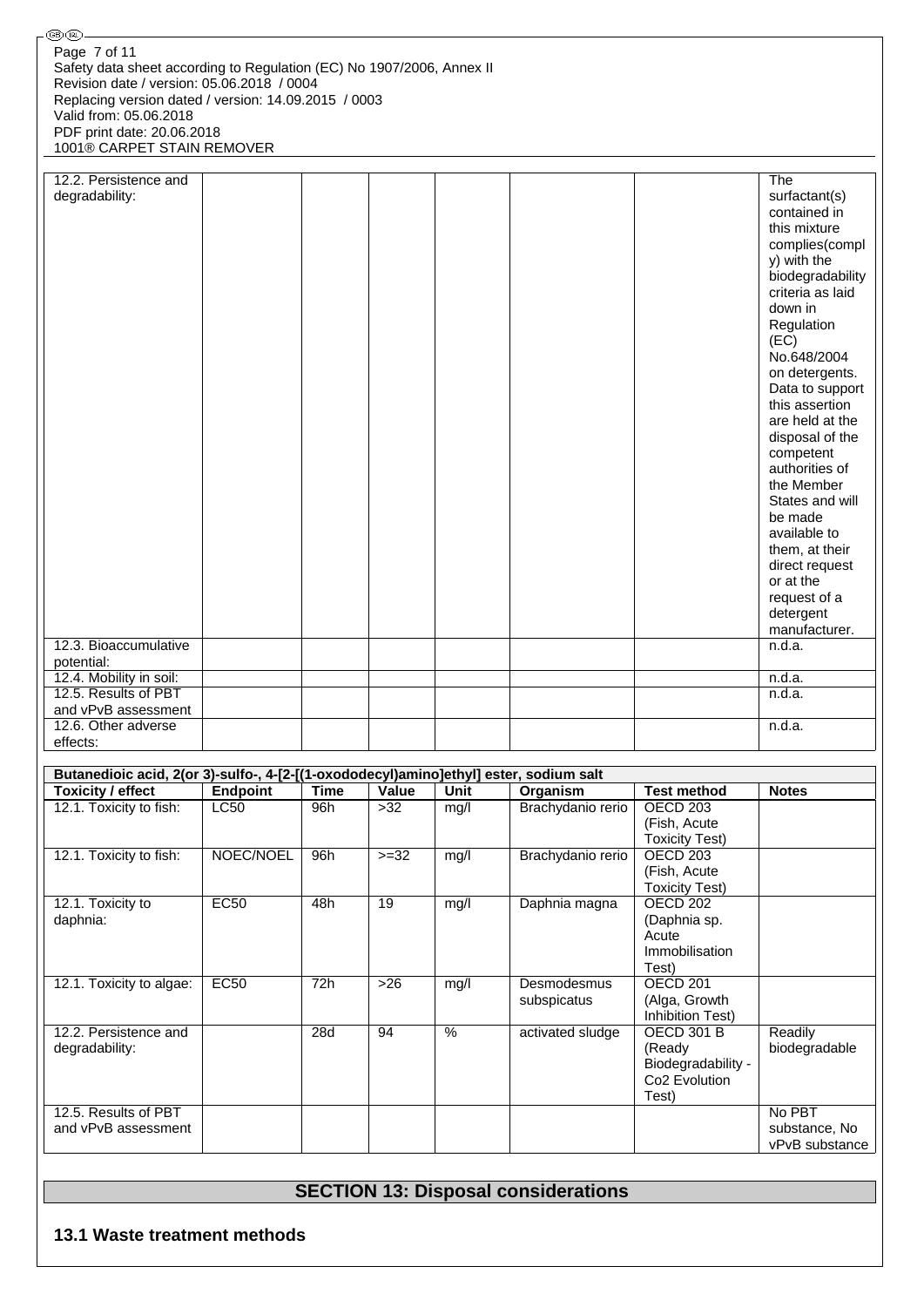| | | | | | | | |
|---|---|---|---|---|---|---|---|
| 12.2. Persistence and degradability: | | | | | | | The surfactant(s) contained in this mixture complies(comply) with the biodegradability criteria as laid down in Regulation (EC) No.648/2004 on detergents. Data to support this assertion are held at the disposal of the competent authorities of the Member States and will be made available to them, at their direct request or at the request of a detergent manufacturer. |
| 12.3. Bioaccumulative potential: | | | | | | | n.d.a. |
| 12.4. Mobility in soil: | | | | | | | n.d.a. |
| 12.5. Results of PBT and vPvB assessment | | | | | | | n.d.a. |
| 12.6. Other adverse effects: | | | | | | | n.d.a. |

| Butanedioic acid, 2(or 3)-sulfo-, 4-[2-[(1-oxododecyl)amino]ethyl] ester, sodium salt | | | | | | | |
|---|---|---|---|---|---|---|---|
| **Toxicity / effect** | **Endpoint** | **Time** | **Value** | **Unit** | **Organism** | **Test method** | **Notes** |
| 12.1. Toxicity to fish: | LC50 | 96h | >32 | mg/l | Brachydanio rerio | OECD 203 (Fish, Acute Toxicity Test) | |
| 12.1. Toxicity to fish: | NOEC/NOEL | 96h | >=32 | mg/l | Brachydanio rerio | OECD 203 (Fish, Acute Toxicity Test) | |
| 12.1. Toxicity to daphnia: | EC50 | 48h | 19 | mg/l | Daphnia magna | OECD 202 (Daphnia sp. Acute Immobilisation Test) | |
| 12.1. Toxicity to algae: | EC50 | 72h | >26 | mg/l | Desmodesmus subspicatus | OECD 201 (Alga, Growth Inhibition Test) | |
| 12.2. Persistence and degradability: | | 28d | 94 | % | activated sludge | OECD 301 B (Ready Biodegradability - Co2 Evolution Test) | Readily biodegradable |
| 12.5. Results of PBT and vPvB assessment | | | | | | | No PBT substance, No vPvB substance |

## SECTION 13: Disposal considerations

### 13.1 Waste treatment methods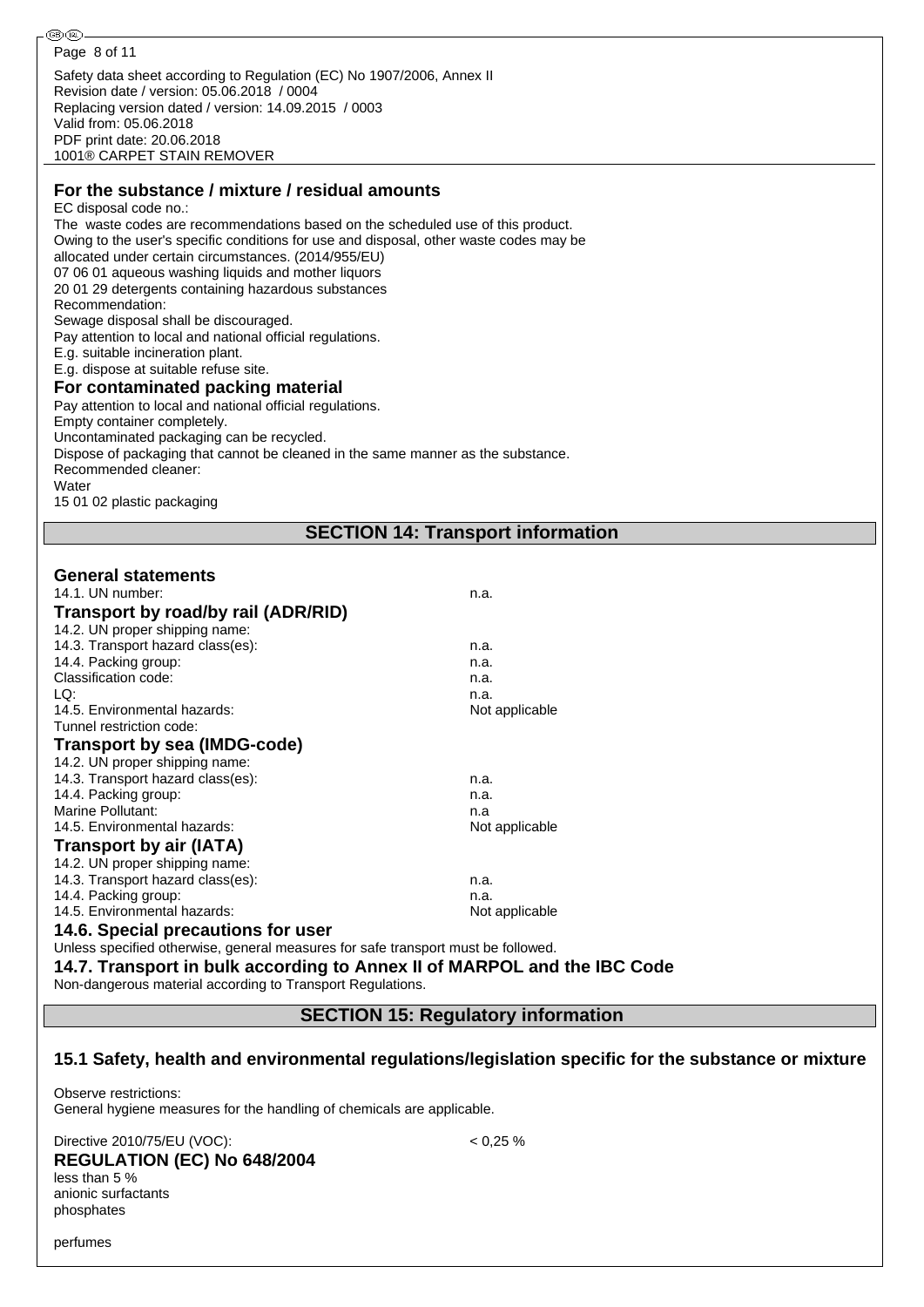### For the substance / mixture / residual amounts

EC disposal code no.:
The waste codes are recommendations based on the scheduled use of this product.
Owing to the user's specific conditions for use and disposal, other waste codes may be allocated under certain circumstances. (2014/955/EU)
07 06 01 aqueous washing liquids and mother liquors
20 01 29 detergents containing hazardous substances
Recommendation:
Sewage disposal shall be discouraged.
Pay attention to local and national official regulations.
E.g. suitable incineration plant.
E.g. dispose at suitable refuse site.

### For contaminated packing material

Pay attention to local and national official regulations.
Empty container completely.
Uncontaminated packaging can be recycled.
Dispose of packaging that cannot be cleaned in the same manner as the substance.
Recommended cleaner:
Water
15 01 02 plastic packaging

## SECTION 14: Transport information

### General statements

| | |
|---|---|
| 14.1. UN number: | n.a. |

### Transport by road/by rail (ADR/RID)

| | |
|---|---|
| 14.2. UN proper shipping name: | |
| 14.3. Transport hazard class(es): | n.a. |
| 14.4. Packing group: | n.a. |
| Classification code: | n.a. |
| LQ: | n.a. |
| 14.5. Environmental hazards: | Not applicable |
| Tunnel restriction code: | |

### Transport by sea (IMDG-code)

| | |
|---|---|
| 14.2. UN proper shipping name: | |
| 14.3. Transport hazard class(es): | n.a. |
| 14.4. Packing group: | n.a. |
| Marine Pollutant: | n.a |
| 14.5. Environmental hazards: | Not applicable |

### Transport by air (IATA)

| | |
|---|---|
| 14.2. UN proper shipping name: | |
| 14.3. Transport hazard class(es): | n.a. |
| 14.4. Packing group: | n.a. |
| 14.5. Environmental hazards: | Not applicable |

### 14.6. Special precautions for user

Unless specified otherwise, general measures for safe transport must be followed.

### 14.7. Transport in bulk according to Annex II of MARPOL and the IBC Code

Non-dangerous material according to Transport Regulations.

## SECTION 15: Regulatory information

### 15.1 Safety, health and environmental regulations/legislation specific for the substance or mixture

Observe restrictions:
General hygiene measures for the handling of chemicals are applicable.

Directive 2010/75/EU (VOC): < 0,25 %

### REGULATION (EC) No 648/2004

less than 5 %
anionic surfactants
phosphates

perfumes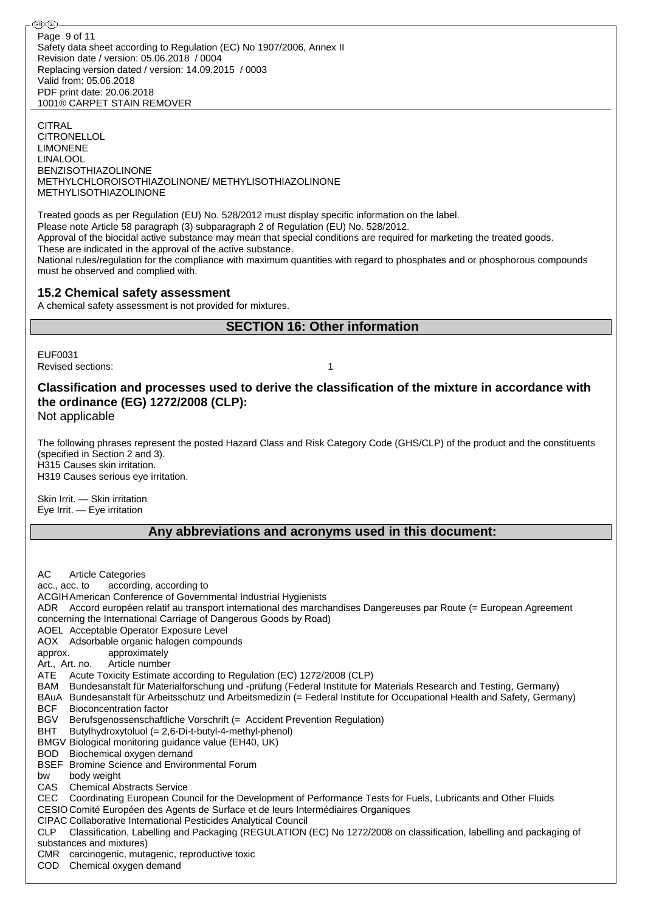CITRAL
CITRONELLOL
LIMONENE
LINALOOL
BENZISOTHIAZOLINONE
METHYLCHLOROISOTHIAZOLINONE/ METHYLISOTHIAZOLINONE
METHYLISOTHIAZOLINONE

Treated goods as per Regulation (EU) No. 528/2012 must display specific information on the label.
Please note Article 58 paragraph (3) subparagraph 2 of Regulation (EU) No. 528/2012.
Approval of the biocidal active substance may mean that special conditions are required for marketing the treated goods.
These are indicated in the approval of the active substance.
National rules/regulation for the compliance with maximum quantities with regard to phosphates and or phosphorous compounds must be observed and complied with.

### 15.2 Chemical safety assessment

A chemical safety assessment is not provided for mixtures.

## SECTION 16: Other information

EUF0031
Revised sections: 1

### Classification and processes used to derive the classification of the mixture in accordance with the ordinance (EG) 1272/2008 (CLP):

Not applicable

The following phrases represent the posted Hazard Class and Risk Category Code (GHS/CLP) of the product and the constituents (specified in Section 2 and 3).
H315 Causes skin irritation.
H319 Causes serious eye irritation.

Skin Irrit. — Skin irritation
Eye Irrit. — Eye irritation

## Any abbreviations and acronyms used in this document:

AC Article Categories
acc., acc. to according, according to
ACGIH American Conference of Governmental Industrial Hygienists
ADR Accord européen relatif au transport international des marchandises Dangereuses par Route (= European Agreement concerning the International Carriage of Dangerous Goods by Road)
AOEL Acceptable Operator Exposure Level
AOX Adsorbable organic halogen compounds
approx. approximately
Art., Art. no. Article number
ATE Acute Toxicity Estimate according to Regulation (EC) 1272/2008 (CLP)
BAM Bundesanstalt für Materialforschung und -prüfung (Federal Institute for Materials Research and Testing, Germany)
BAuA Bundesanstalt für Arbeitsschutz und Arbeitsmedizin (= Federal Institute for Occupational Health and Safety, Germany)
BCF Bioconcentration factor
BGV Berufsgenossenschaftliche Vorschrift (= Accident Prevention Regulation)
BHT Butylhydroxytoluol (= 2,6-Di-t-butyl-4-methyl-phenol)
BMGV Biological monitoring guidance value (EH40, UK)
BOD Biochemical oxygen demand
BSEF Bromine Science and Environmental Forum
bw body weight
CAS Chemical Abstracts Service
CEC Coordinating European Council for the Development of Performance Tests for Fuels, Lubricants and Other Fluids
CESIO Comité Européen des Agents de Surface et de leurs Intermédiaires Organiques
CIPAC Collaborative International Pesticides Analytical Council
CLP Classification, Labelling and Packaging (REGULATION (EC) No 1272/2008 on classification, labelling and packaging of substances and mixtures)
CMR carcinogenic, mutagenic, reproductive toxic
COD Chemical oxygen demand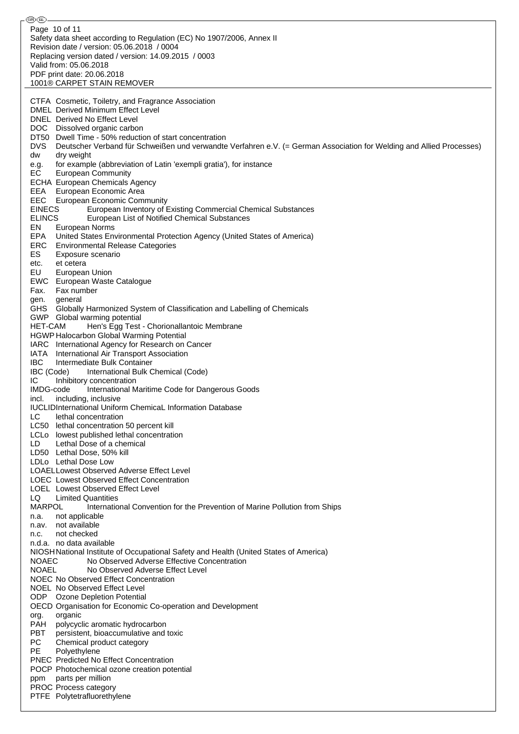CTFA Cosmetic, Toiletry, and Fragrance Association
DMEL Derived Minimum Effect Level
DNEL Derived No Effect Level
DOC Dissolved organic carbon
DT50 Dwell Time - 50% reduction of start concentration
DVS Deutscher Verband für Schweißen und verwandte Verfahren e.V. (= German Association for Welding and Allied Processes)
dw dry weight
e.g. for example (abbreviation of Latin 'exempli gratia'), for instance
EC European Community
ECHA European Chemicals Agency
EEA European Economic Area
EEC European Economic Community
EINECS European Inventory of Existing Commercial Chemical Substances
ELINCS European List of Notified Chemical Substances
EN European Norms
EPA United States Environmental Protection Agency (United States of America)
ERC Environmental Release Categories
ES Exposure scenario
etc. et cetera
EU European Union
EWC European Waste Catalogue
Fax. Fax number
gen. general
GHS Globally Harmonized System of Classification and Labelling of Chemicals
GWP Global warming potential
HET-CAM Hen's Egg Test - Chorionallantoic Membrane
HGWP Halocarbon Global Warming Potential
IARC International Agency for Research on Cancer
IATA International Air Transport Association
IBC Intermediate Bulk Container
IBC (Code) International Bulk Chemical (Code)
IC Inhibitory concentration
IMDG-code International Maritime Code for Dangerous Goods
incl. including, inclusive
IUCLID International Uniform ChemicaL Information Database
LC lethal concentration
LC50 lethal concentration 50 percent kill
LCLo lowest published lethal concentration
LD Lethal Dose of a chemical
LD50 Lethal Dose, 50% kill
LDLo Lethal Dose Low
LOAEL Lowest Observed Adverse Effect Level
LOEC Lowest Observed Effect Concentration
LOEL Lowest Observed Effect Level
LQ Limited Quantities
MARPOL International Convention for the Prevention of Marine Pollution from Ships
n.a. not applicable
n.av. not available
n.c. not checked
n.d.a. no data available
NIOSH National Institute of Occupational Safety and Health (United States of America)
NOAEC No Observed Adverse Effective Concentration
NOAEL No Observed Adverse Effect Level
NOEC No Observed Effect Concentration
NOEL No Observed Effect Level
ODP Ozone Depletion Potential
OECD Organisation for Economic Co-operation and Development
org. organic
PAH polycyclic aromatic hydrocarbon
PBT persistent, bioaccumulative and toxic
PC Chemical product category
PE Polyethylene
PNEC Predicted No Effect Concentration
POCP Photochemical ozone creation potential
ppm parts per million
PROC Process category
PTFE Polytetrafluorethylene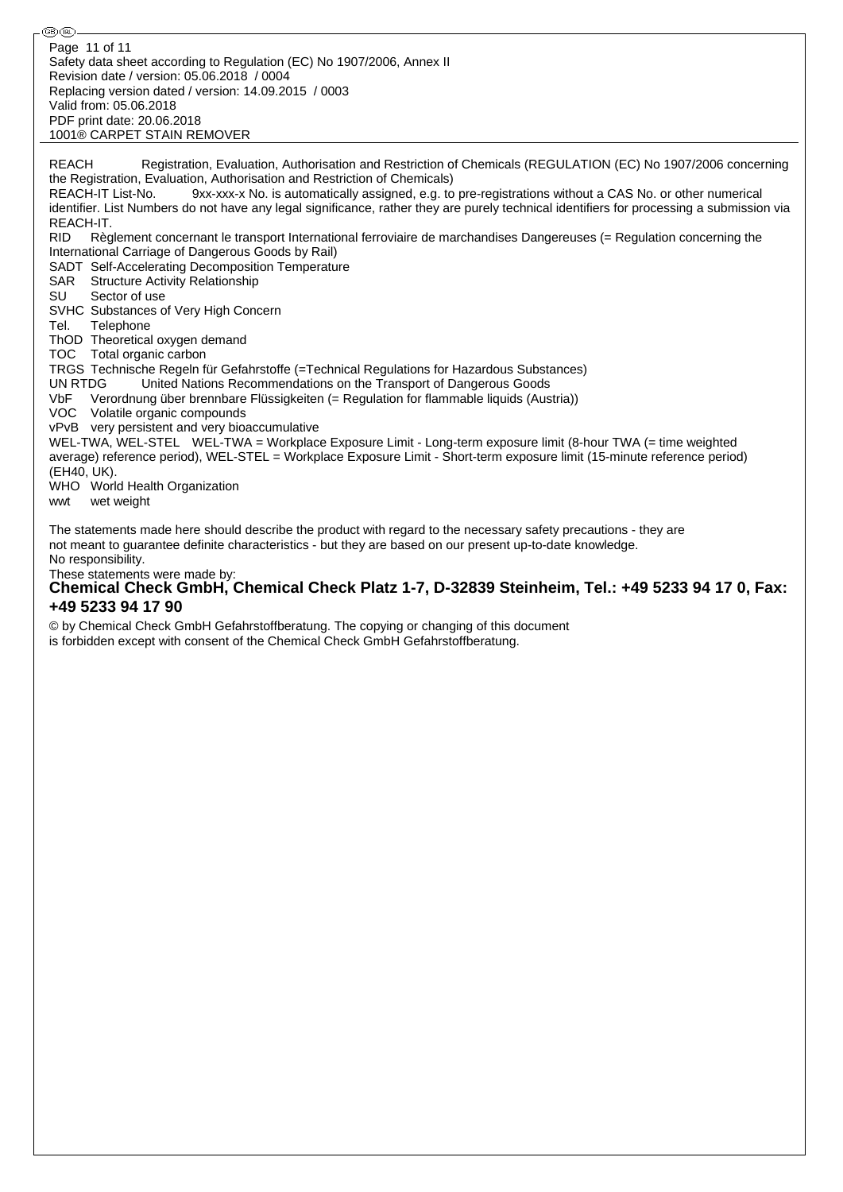REACH Registration, Evaluation, Authorisation and Restriction of Chemicals (REGULATION (EC) No 1907/2006 concerning the Registration, Evaluation, Authorisation and Restriction of Chemicals)
REACH-IT List-No. 9xx-xxx-x No. is automatically assigned, e.g. to pre-registrations without a CAS No. or other numerical identifier. List Numbers do not have any legal significance, rather they are purely technical identifiers for processing a submission via REACH-IT.
RID Règlement concernant le transport International ferroviaire de marchandises Dangereuses (= Regulation concerning the International Carriage of Dangerous Goods by Rail)
SADT Self-Accelerating Decomposition Temperature
SAR Structure Activity Relationship
SU Sector of use
SVHC Substances of Very High Concern
Tel. Telephone
ThOD Theoretical oxygen demand
TOC Total organic carbon
TRGS Technische Regeln für Gefahrstoffe (=Technical Regulations for Hazardous Substances)
UN RTDG United Nations Recommendations on the Transport of Dangerous Goods
VbF Verordnung über brennbare Flüssigkeiten (= Regulation for flammable liquids (Austria))
VOC Volatile organic compounds
vPvB very persistent and very bioaccumulative
WEL-TWA, WEL-STEL WEL-TWA = Workplace Exposure Limit - Long-term exposure limit (8-hour TWA (= time weighted average) reference period), WEL-STEL = Workplace Exposure Limit - Short-term exposure limit (15-minute reference period) (EH40, UK).
WHO World Health Organization
wwt wet weight

The statements made here should describe the product with regard to the necessary safety precautions - they are not meant to guarantee definite characteristics - but they are based on our present up-to-date knowledge.
No responsibility.
These statements were made by:

**Chemical Check GmbH, Chemical Check Platz 1-7, D-32839 Steinheim, Tel.: +49 5233 94 17 0, Fax: +49 5233 94 17 90**

© by Chemical Check GmbH Gefahrstoffberatung. The copying or changing of this document is forbidden except with consent of the Chemical Check GmbH Gefahrstoffberatung.